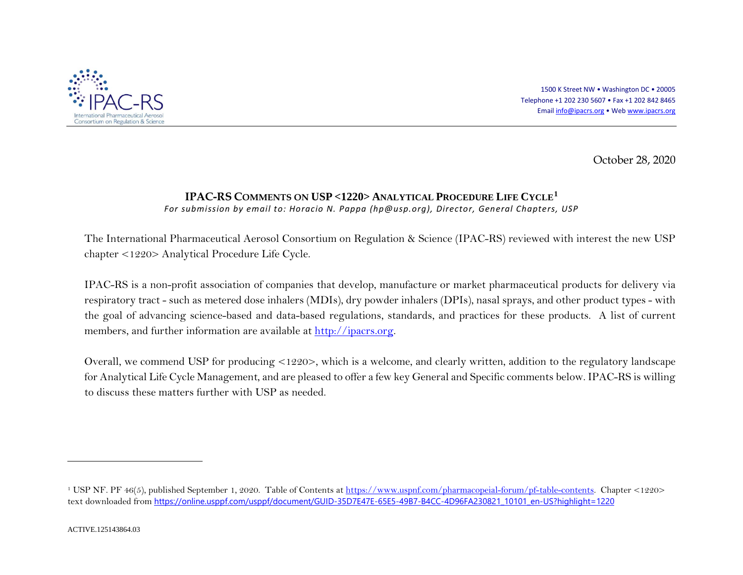IPAC-RS

International Pharmaceutical Aerosol Consortium on Regulation & Science

1500 K Street NW • Washington DC • 20005
Telephone +1 202 230 5607 • Fax +1 202 842 8465
Email info@ipacrs.org • Web www.ipacrs.org

October 28, 2020

# IPAC-RS COMMENTS ON USP <1220> ANALYTICAL PROCEDURE LIFE CYCLE[1]

*For submission by email to: Horacio N. Pappa (hp@usp.org), Director, General Chapters, USP*

The International Pharmaceutical Aerosol Consortium on Regulation & Science (IPAC-RS) reviewed with interest the new USP chapter <1220> Analytical Procedure Life Cycle.

IPAC-RS is a non-profit association of companies that develop, manufacture or market pharmaceutical products for delivery via respiratory tract - such as metered dose inhalers (MDIs), dry powder inhalers (DPIs), nasal sprays, and other product types - with the goal of advancing science-based and data-based regulations, standards, and practices for these products. A list of current members, and further information are available at [http://ipacrs.org](http://ipacrs.org).

Overall, we commend USP for producing <1220>, which is a welcome, and clearly written, addition to the regulatory landscape for Analytical Life Cycle Management, and are pleased to offer a few key General and Specific comments below. IPAC-RS is willing to discuss these matters further with USP as needed.

---

[1] USP NF. PF 46(5), published September 1, 2020. Table of Contents at [https://www.uspnf.com/pharmacopeial-forum/pf-table-contents](https://www.uspnf.com/pharmacopeial-forum/pf-table-contents). Chapter <1220> text downloaded from [https://online.usppf.com/usppf/document/GUID-35D7E47E-65E5-49B7-B4CC-4D96FA230821_10101_en-US?highlight=1220](https://online.usppf.com/usppf/document/GUID-35D7E47E-65E5-49B7-B4CC-4D96FA230821_10101_en-US?highlight=1220)

ACTIVE.125143864.03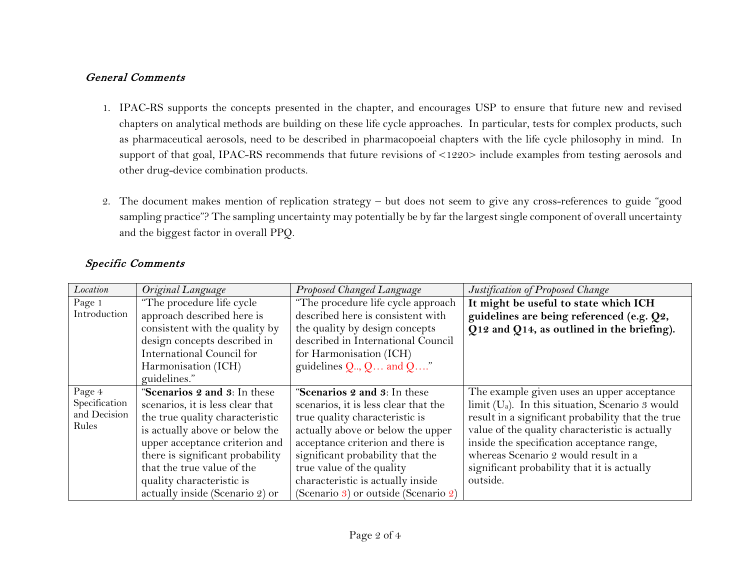### *General Comments*

1. IPAC-RS supports the concepts presented in the chapter, and encourages USP to ensure that future new and revised chapters on analytical methods are building on these life cycle approaches. In particular, tests for complex products, such as pharmaceutical aerosols, need to be described in pharmacopoeial chapters with the life cycle philosophy in mind. In support of that goal, IPAC-RS recommends that future revisions of <1220> include examples from testing aerosols and other drug-device combination products.

2. The document makes mention of replication strategy – but does not seem to give any cross-references to guide "good sampling practice"? The sampling uncertainty may potentially be by far the largest single component of overall uncertainty and the biggest factor in overall PPQ.

### *Specific Comments*

| *Location* | *Original Language* | *Proposed Changed Language* | *Justification of Proposed Change* |
|---|---|---|---|
| Page 1 Introduction | "The procedure life cycle approach described here is consistent with the quality by design concepts described in International Council for Harmonisation (ICH) guidelines." | "The procedure life cycle approach described here is consistent with the quality by design concepts described in International Council for Harmonisation (ICH) guidelines Q.., Q… and Q…." | **It might be useful to state which ICH guidelines are being referenced (e.g. Q2, Q12 and Q14, as outlined in the briefing).** |
| Page 4 Specification and Decision Rules | "**Scenarios 2 and 3**: In these scenarios, it is less clear that the true quality characteristic is actually above or below the upper acceptance criterion and there is significant probability that the true value of the quality characteristic is actually inside (Scenario 2) or | "**Scenarios 2 and 3**: In these scenarios, it is less clear that the true quality characteristic is actually above or below the upper acceptance criterion and there is significant probability that the true value of the quality characteristic is actually inside (Scenario 3) or outside (Scenario 2) | The example given uses an upper acceptance limit ($U_a$). In this situation, Scenario 3 would result in a significant probability that the true value of the quality characteristic is actually inside the specification acceptance range, whereas Scenario 2 would result in a significant probability that it is actually outside. |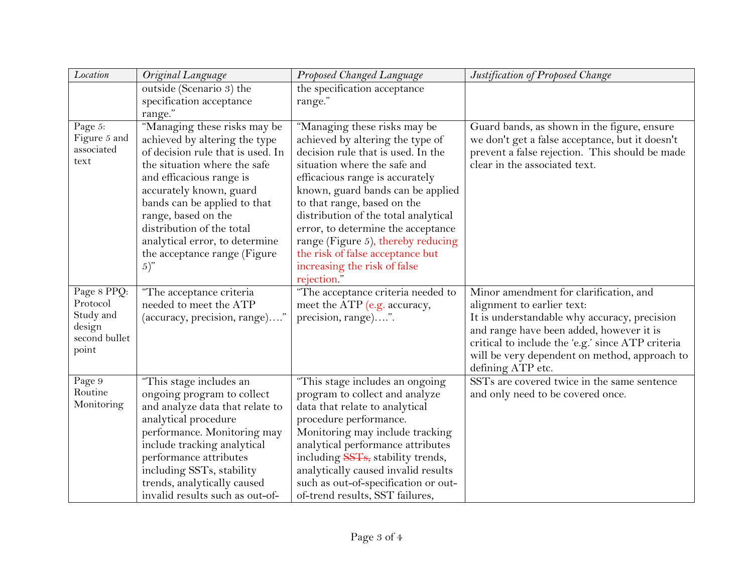| *Location* | *Original Language* | *Proposed Changed Language* | *Justification of Proposed Change* |
|---|---|---|---|
| | outside (Scenario 3) the specification acceptance range." | the specification acceptance range." | |
| Page 5: Figure 5 and associated text | "Managing these risks may be achieved by altering the type of decision rule that is used. In the situation where the safe and efficacious range is accurately known, guard bands can be applied to that range, based on the distribution of the total analytical error, to determine the acceptance range (Figure 5)" | "Managing these risks may be achieved by altering the type of decision rule that is used. In the situation where the safe and efficacious range is accurately known, guard bands can be applied to that range, based on the distribution of the total analytical error, to determine the acceptance range (Figure 5), thereby reducing the risk of false acceptance but increasing the risk of false rejection." | Guard bands, as shown in the figure, ensure we don't get a false acceptance, but it doesn't prevent a false rejection. This should be made clear in the associated text. |
| Page 8 PPQ: Protocol Study and design second bullet point | "The acceptance criteria needed to meet the ATP (accuracy, precision, range)…." | "The acceptance criteria needed to meet the ATP (e.g. accuracy, precision, range)….". | Minor amendment for clarification, and alignment to earlier text:<br>It is understandable why accuracy, precision and range have been added, however it is critical to include the 'e.g.' since ATP criteria will be very dependent on method, approach to defining ATP etc. |
| Page 9 Routine Monitoring | "This stage includes an ongoing program to collect and analyze data that relate to analytical procedure performance. Monitoring may include tracking analytical performance attributes including SSTs, stability trends, analytically caused invalid results such as out-of- | "This stage includes an ongoing program to collect and analyze data that relate to analytical procedure performance. Monitoring may include tracking analytical performance attributes including ~~SSTs,~~ stability trends, analytically caused invalid results such as out-of-specification or out-of-trend results, SST failures, | SSTs are covered twice in the same sentence and only need to be covered once. |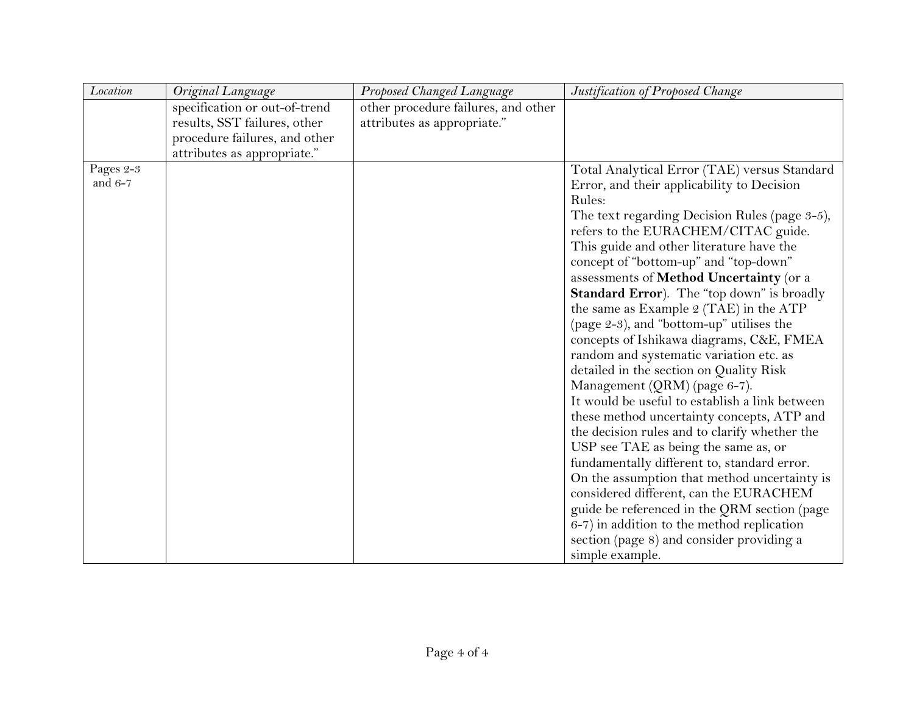| *Location* | *Original Language* | *Proposed Changed Language* | *Justification of Proposed Change* |
| --- | --- | --- | --- |
| | specification or out-of-trend results, SST failures, other procedure failures, and other attributes as appropriate." | other procedure failures, and other attributes as appropriate." | |
| Pages 2-3 and 6-7 | | | Total Analytical Error (TAE) versus Standard Error, and their applicability to Decision Rules:<br>The text regarding Decision Rules (page 3-5), refers to the EURACHEM/CITAC guide. This guide and other literature have the concept of "bottom-up" and "top-down" assessments of **Method Uncertainty** (or a **Standard Error**). The "top down" is broadly the same as Example 2 (TAE) in the ATP (page 2-3), and "bottom-up" utilises the concepts of Ishikawa diagrams, C&E, FMEA random and systematic variation etc. as detailed in the section on Quality Risk Management (QRM) (page 6-7).<br>It would be useful to establish a link between these method uncertainty concepts, ATP and the decision rules and to clarify whether the USP see TAE as being the same as, or fundamentally different to, standard error. On the assumption that method uncertainty is considered different, can the EURACHEM guide be referenced in the QRM section (page 6-7) in addition to the method replication section (page 8) and consider providing a simple example. |